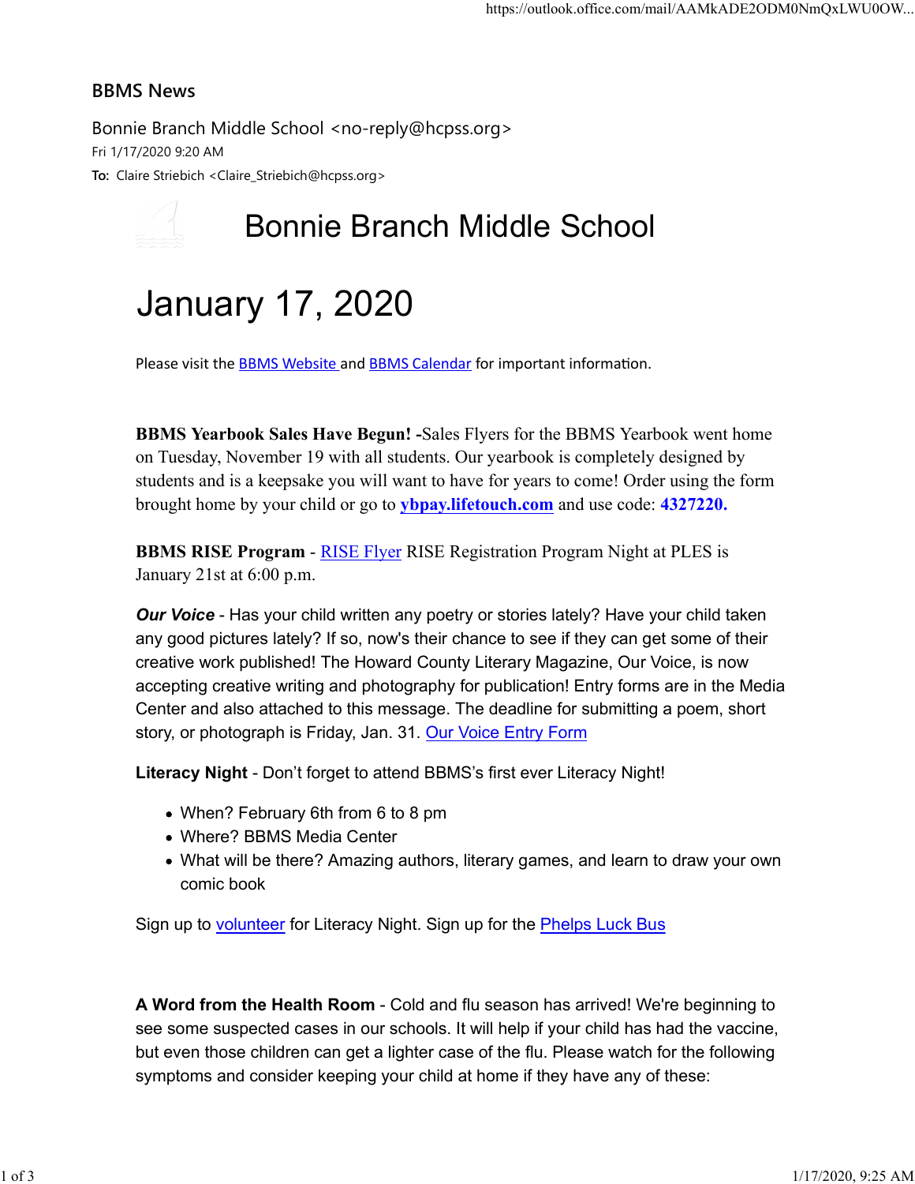## BBMS News

Bonnie Branch Middle School <no-reply@hcpss.org>
Fri 1/17/2020 9:20 AM
**To:** Claire Striebich <Claire_Striebich@hcpss.org>

# Bonnie Branch Middle School

# January 17, 2020

Please visit the BBMS Website and BBMS Calendar for important information.

**BBMS Yearbook Sales Have Begun! -**Sales Flyers for the BBMS Yearbook went home on Tuesday, November 19 with all students. Our yearbook is completely designed by students and is a keepsake you will want to have for years to come! Order using the form brought home by your child or go to **ybpay.lifetouch.com** and use code: **4327220.**

**BBMS RISE Program** - RISE Flyer RISE Registration Program Night at PLES is January 21st at 6:00 p.m.

***Our Voice*** - Has your child written any poetry or stories lately? Have your child taken any good pictures lately? If so, now's their chance to see if they can get some of their creative work published! The Howard County Literary Magazine, Our Voice, is now accepting creative writing and photography for publication! Entry forms are in the Media Center and also attached to this message. The deadline for submitting a poem, short story, or photograph is Friday, Jan. 31. Our Voice Entry Form

**Literacy Night** - Don't forget to attend BBMS's first ever Literacy Night!

- When? February 6th from 6 to 8 pm
- Where? BBMS Media Center
- What will be there? Amazing authors, literary games, and learn to draw your own comic book

Sign up to volunteer for Literacy Night. Sign up for the Phelps Luck Bus

**A Word from the Health Room** - Cold and flu season has arrived! We're beginning to see some suspected cases in our schools. It will help if your child has had the vaccine, but even those children can get a lighter case of the flu. Please watch for the following symptoms and consider keeping your child at home if they have any of these: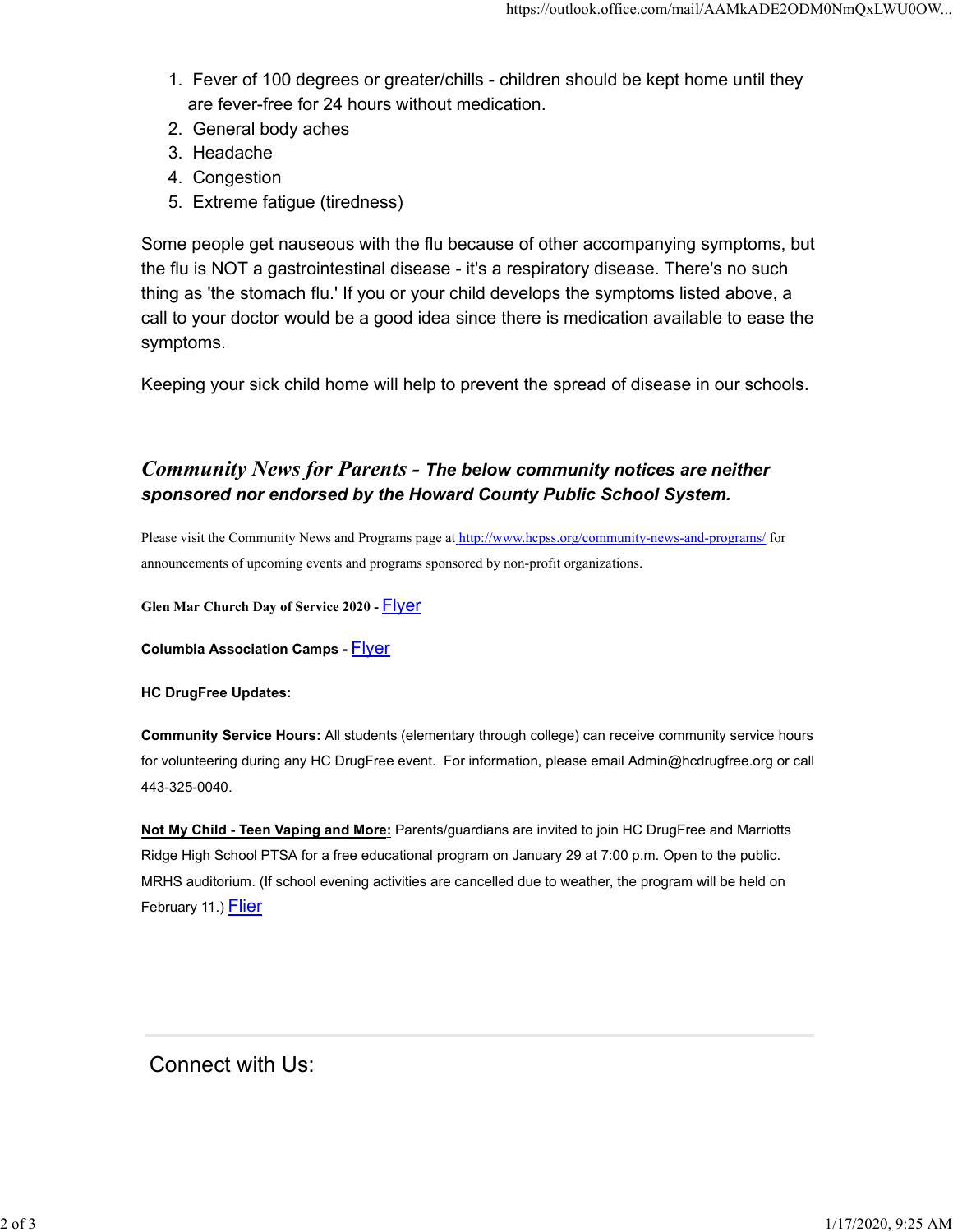1. Fever of 100 degrees or greater/chills - children should be kept home until they are fever-free for 24 hours without medication.
2. General body aches
3. Headache
4. Congestion
5. Extreme fatigue (tiredness)

Some people get nauseous with the flu because of other accompanying symptoms, but the flu is NOT a gastrointestinal disease - it's a respiratory disease. There's no such thing as 'the stomach flu.' If you or your child develops the symptoms listed above, a call to your doctor would be a good idea since there is medication available to ease the symptoms.

Keeping your sick child home will help to prevent the spread of disease in our schools.

## *Community News for Parents* - ***The below community notices are neither sponsored nor endorsed by the Howard County Public School System.***

Please visit the Community News and Programs page at http://www.hcpss.org/community-news-and-programs/ for announcements of upcoming events and programs sponsored by non-profit organizations.

**Glen Mar Church Day of Service 2020 -** Flyer

**Columbia Association Camps -** Flyer

**HC DrugFree Updates:**

**Community Service Hours:** All students (elementary through college) can receive community service hours for volunteering during any HC DrugFree event. For information, please email Admin@hcdrugfree.org or call 443-325-0040.

**Not My Child - Teen Vaping and More:** Parents/guardians are invited to join HC DrugFree and Marriotts Ridge High School PTSA for a free educational program on January 29 at 7:00 p.m. Open to the public. MRHS auditorium. (If school evening activities are cancelled due to weather, the program will be held on February 11.) Flier

---

Connect with Us: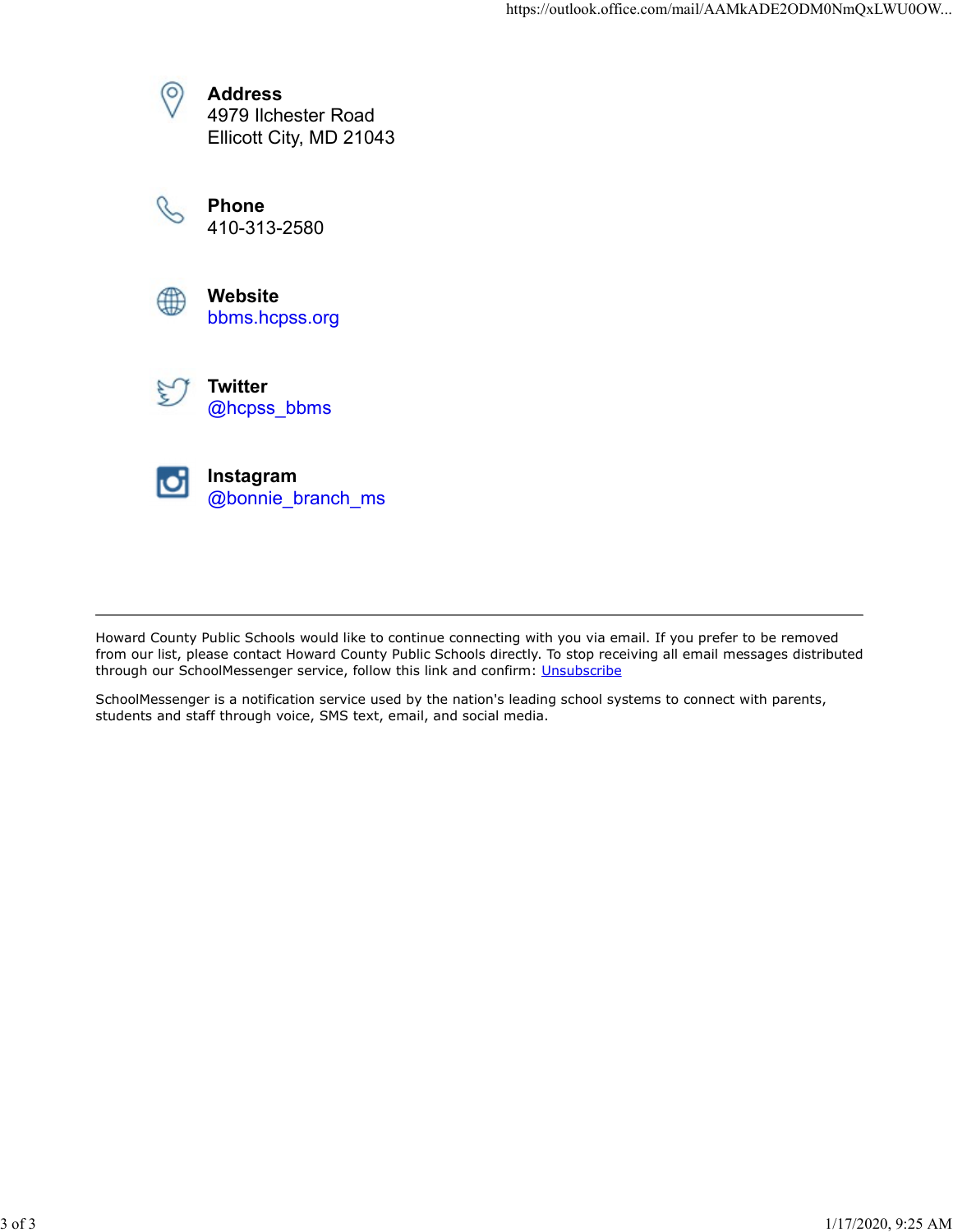**Address**
4979 Ilchester Road
Ellicott City, MD 21043

**Phone**
410-313-2580

**Website**
bbms.hcpss.org

**Twitter**
@hcpss_bbms

**Instagram**
@bonnie_branch_ms

---

Howard County Public Schools would like to continue connecting with you via email. If you prefer to be removed from our list, please contact Howard County Public Schools directly. To stop receiving all email messages distributed through our SchoolMessenger service, follow this link and confirm: Unsubscribe

SchoolMessenger is a notification service used by the nation's leading school systems to connect with parents, students and staff through voice, SMS text, email, and social media.